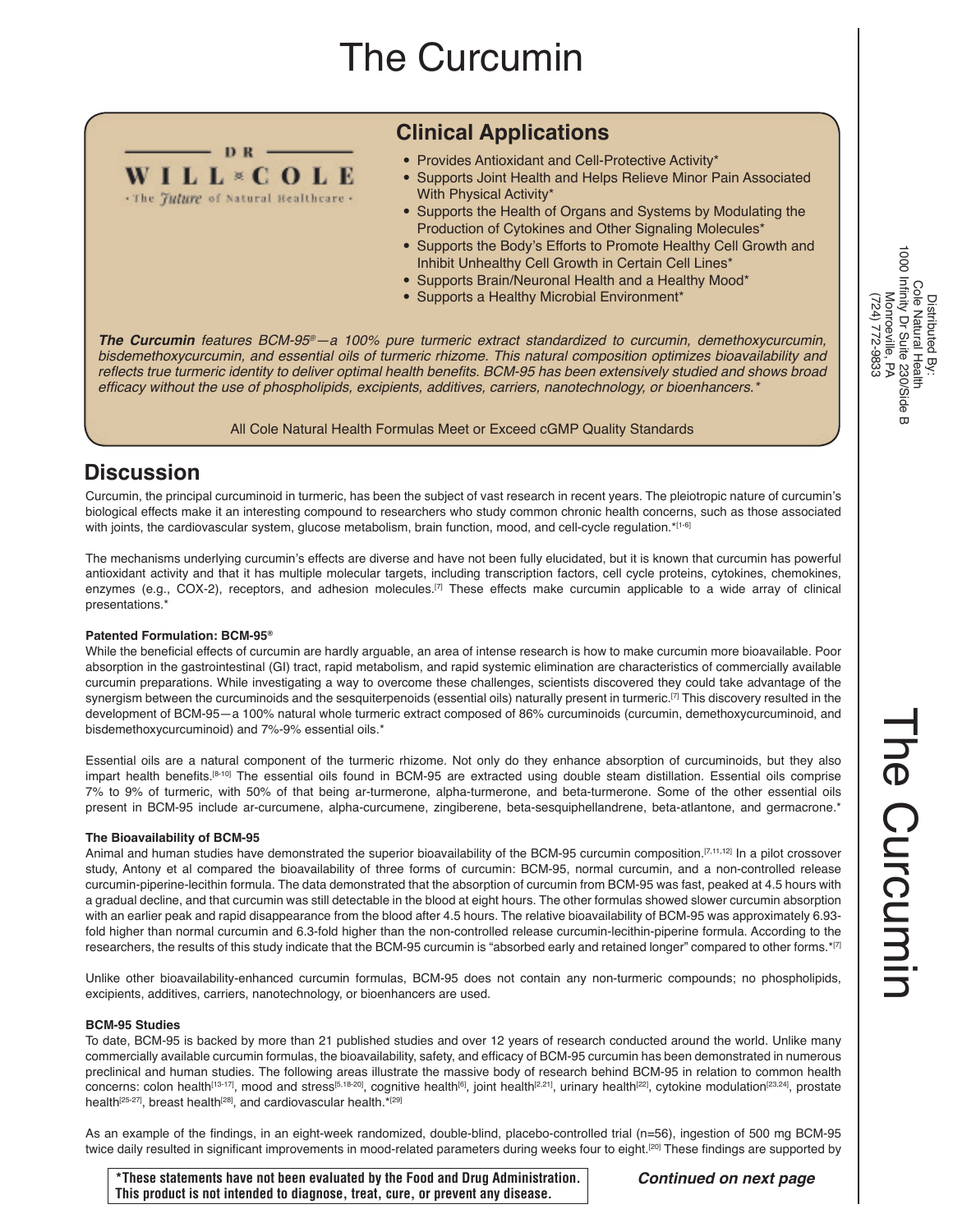# The Curcumin

DR WILL COLE
· The Future of Natural Healthcare ·

## Clinical Applications

- Provides Antioxidant and Cell-Protective Activity*
- Supports Joint Health and Helps Relieve Minor Pain Associated With Physical Activity*
- Supports the Health of Organs and Systems by Modulating the Production of Cytokines and Other Signaling Molecules*
- Supports the Body's Efforts to Promote Healthy Cell Growth and Inhibit Unhealthy Cell Growth in Certain Cell Lines*
- Supports Brain/Neuronal Health and a Healthy Mood*
- Supports a Healthy Microbial Environment*

***The Curcumin*** *features BCM-95®—a 100% pure turmeric extract standardized to curcumin, demethoxycurcumin, bisdemethoxycurcumin, and essential oils of turmeric rhizome. This natural composition optimizes bioavailability and reflects true turmeric identity to deliver optimal health benefits. BCM-95 has been extensively studied and shows broad efficacy without the use of phospholipids, excipients, additives, carriers, nanotechnology, or bioenhancers.**

All Cole Natural Health Formulas Meet or Exceed cGMP Quality Standards

Distributed By:
Cole Natural Health
1000 Infinity Dr Suite 230/Side B
Monroeville, PA
(724) 772-9833

## Discussion

Curcumin, the principal curcuminoid in turmeric, has been the subject of vast research in recent years. The pleiotropic nature of curcumin's biological effects make it an interesting compound to researchers who study common chronic health concerns, such as those associated with joints, the cardiovascular system, glucose metabolism, brain function, mood, and cell-cycle regulation.*[1-6]

The mechanisms underlying curcumin's effects are diverse and have not been fully elucidated, but it is known that curcumin has powerful antioxidant activity and that it has multiple molecular targets, including transcription factors, cell cycle proteins, cytokines, chemokines, enzymes (e.g., COX-2), receptors, and adhesion molecules.[7] These effects make curcumin applicable to a wide array of clinical presentations.*

#### Patented Formulation: BCM-95®

While the beneficial effects of curcumin are hardly arguable, an area of intense research is how to make curcumin more bioavailable. Poor absorption in the gastrointestinal (GI) tract, rapid metabolism, and rapid systemic elimination are characteristics of commercially available curcumin preparations. While investigating a way to overcome these challenges, scientists discovered they could take advantage of the synergism between the curcuminoids and the sesquiterpenoids (essential oils) naturally present in turmeric.[7] This discovery resulted in the development of BCM-95—a 100% natural whole turmeric extract composed of 86% curcuminoids (curcumin, demethoxycurcuminoid, and bisdemethoxycurcuminoid) and 7%-9% essential oils.*

Essential oils are a natural component of the turmeric rhizome. Not only do they enhance absorption of curcuminoids, but they also impart health benefits.[8-10] The essential oils found in BCM-95 are extracted using double steam distillation. Essential oils comprise 7% to 9% of turmeric, with 50% of that being ar-turmerone, alpha-turmerone, and beta-turmerone. Some of the other essential oils present in BCM-95 include ar-curcumene, alpha-curcumene, zingiberene, beta-sesquiphellandrene, beta-atlantone, and germacrone.*

#### The Bioavailability of BCM-95

Animal and human studies have demonstrated the superior bioavailability of the BCM-95 curcumin composition.[7,11,12] In a pilot crossover study, Antony et al compared the bioavailability of three forms of curcumin: BCM-95, normal curcumin, and a non-controlled release curcumin-piperine-lecithin formula. The data demonstrated that the absorption of curcumin from BCM-95 was fast, peaked at 4.5 hours with a gradual decline, and that curcumin was still detectable in the blood at eight hours. The other formulas showed slower curcumin absorption with an earlier peak and rapid disappearance from the blood after 4.5 hours. The relative bioavailability of BCM-95 was approximately 6.93-fold higher than normal curcumin and 6.3-fold higher than the non-controlled release curcumin-lecithin-piperine formula. According to the researchers, the results of this study indicate that the BCM-95 curcumin is "absorbed early and retained longer" compared to other forms.*[7]

Unlike other bioavailability-enhanced curcumin formulas, BCM-95 does not contain any non-turmeric compounds; no phospholipids, excipients, additives, carriers, nanotechnology, or bioenhancers are used.

#### BCM-95 Studies

To date, BCM-95 is backed by more than 21 published studies and over 12 years of research conducted around the world. Unlike many commercially available curcumin formulas, the bioavailability, safety, and efficacy of BCM-95 curcumin has been demonstrated in numerous preclinical and human studies. The following areas illustrate the massive body of research behind BCM-95 in relation to common health concerns: colon health[13-17], mood and stress[5,18-20], cognitive health[6], joint health[2,21], urinary health[22], cytokine modulation[23,24], prostate health[25-27], breast health[28], and cardiovascular health.*[29]

As an example of the findings, in an eight-week randomized, double-blind, placebo-controlled trial (n=56), ingestion of 500 mg BCM-95 twice daily resulted in significant improvements in mood-related parameters during weeks four to eight.[20] These findings are supported by

**\*These statements have not been evaluated by the Food and Drug Administration. This product is not intended to diagnose, treat, cure, or prevent any disease.**

***Continued on next page***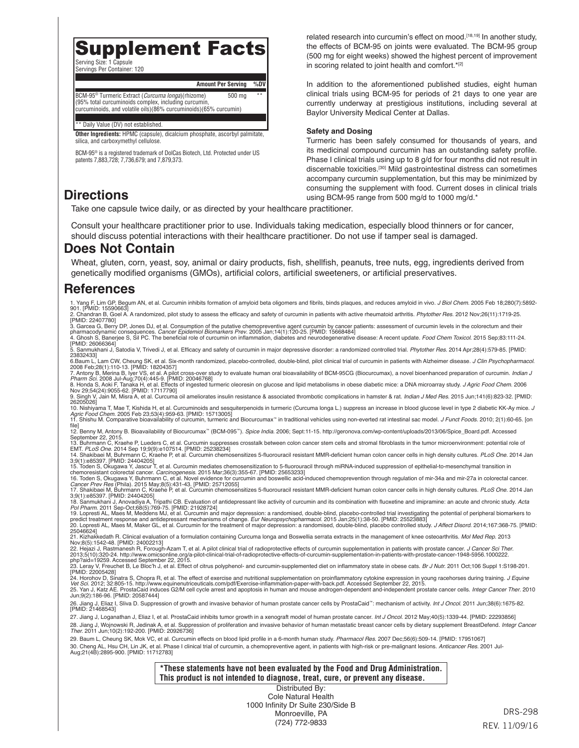# Supplement Facts

Serving Size: 1 Capsule
Servings Per Container: 120

| | Amount Per Serving | %DV |
|---|---|---|
| BCM-95® Turmeric Extract (*Curcuma longa*)(rhizome) (95% total curcuminoids complex, including curcumin, curcuminoids, and volatile oils)(86% curcuminoids)(65% curcumin) | 500 mg | ** |

** Daily Value (DV) not established.

**Other Ingredients:** HPMC (capsule), dicalcium phosphate, ascorbyl palmitate, silica, and carboxymethyl cellulose.

BCM-95® is a registered trademark of DolCas Biotech, Ltd. Protected under US patents 7,883,728; 7,736,679; and 7,879,373.

related research into curcumin's effect on mood.[18,19] In another study, the effects of BCM-95 on joints were evaluated. The BCM-95 group (500 mg for eight weeks) showed the highest percent of improvement in scoring related to joint health and comfort.*[2]

In addition to the aforementioned published studies, eight human clinical trials using BCM-95 for periods of 21 days to one year are currently underway at prestigious institutions, including several at Baylor University Medical Center at Dallas.

**Safety and Dosing**

Turmeric has been safely consumed for thousands of years, and its medicinal compound curcumin has an outstanding safety profile. Phase I clinical trials using up to 8 g/d for four months did not result in discernable toxicities.[30] Mild gastrointestinal distress can sometimes accompany curcumin supplementation, but this may be minimized by consuming the supplement with food. Current doses in clinical trials using BCM-95 range from 500 mg/d to 1000 mg/d.*

## Directions

Take one capsule twice daily, or as directed by your healthcare practitioner.

Consult your healthcare practitioner prior to use. Individuals taking medication, especially blood thinners or for cancer, should discuss potential interactions with their healthcare practitioner. Do not use if tamper seal is damaged.

## Does Not Contain

Wheat, gluten, corn, yeast, soy, animal or dairy products, fish, shellfish, peanuts, tree nuts, egg, ingredients derived from genetically modified organisms (GMOs), artificial colors, artificial sweeteners, or artificial preservatives.

## References

1. Yang F, Lim GP, Begum AN, et al. Curcumin inhibits formation of amyloid beta oligomers and fibrils, binds plaques, and reduces amyloid in vivo. *J Biol Chem.* 2005 Feb 18;280(7):5892-901. [PMID: 15590663]
2. Chandran B, Goel A. A randomized, pilot study to assess the efficacy and safety of curcumin in patients with active rheumatoid arthritis. *Phytother Res.* 2012 Nov;26(11):1719-25. [PMID: 22407780]
3. Garcea G, Berry DP, Jones DJ, et al. Consumption of the putative chemopreventive agent curcumin by cancer patients: assessment of curcumin levels in the colorectum and their pharmacodynamic consequences. *Cancer Epidemiol Biomarkers Prev.* 2005 Jan;14(1):120-25. [PMID: 15668484]
4. Ghosh S, Banerjee S, Sil PC. The beneficial role of curcumin on inflammation, diabetes and neurodegenerative disease: A recent update. *Food Chem Toxicol.* 2015 Sep;83:111-24. [PMID: 26066364]
5. Sanmukhani J, Satodia V, Trivedi J, et al. Efficacy and safety of curcumin in major depressive disorder: a randomized controlled trial. *Phytother Res.* 2014 Apr;28(4):579-85. [PMID: 23832433]
6. Baum L, Lam CW, Cheung SK, et al. Six-month randomized, placebo-controlled, double-blind, pilot clinical trial of curcumin in patients with Alzheimer disease. *J Clin Psychopharmacol.* 2008 Feb;28(1):110-13. [PMID: 18204357]
7. Antony B, Merina B, Iyer VS, et al. A pilot cross-over study to evaluate human oral bioavailability of BCM-95CG (Biocurcumax), a novel bioenhanced preparation of curcumin. *Indian J Pharm Sci.* 2008 Jul-Aug;70(4):445-9. [PMID: 20046768]
8. Honda S, Aoki F, Tanaka H, et al. Effects of ingested turmeric oleoresin on glucose and lipid metabolisms in obese diabetic mice: a DNA microarray study. *J Agric Food Chem.* 2006 Nov 29;54(24):9055-62. [PMID: 17117790]
9. Singh V, Jain M, Misra A, et al. Curcuma oil ameliorates insulin resistance & associated thrombotic complications in hamster & rat. *Indian J Med Res.* 2015 Jun;141(6):823-32. [PMID: 26205026]
10. Nishiyama T, Mae T, Kishida H, et al. Curcuminoids and sesquiterpenoids in turmeric (Curcuma longa L.) suppress an increase in blood glucose level in type 2 diabetic KK-Ay mice. *J Agric Food Chem.* 2005 Feb 23;53(4):959-63. [PMID: 15713005]
11. Shishu M. Comparative bioavailability of curcumin, turmeric and Biocurcumax™ in traditional vehicles using non-everted rat intestinal sac model. *J Funct Foods.* 2010; 2(1):60-65. [on file]
12. Benny M, Antony B. Bioavailability of Biocurcumax™ (BCM-095™). *Spice India.* 2006; Sept:11-15. http://geronova.com/wp-content/uploads/2013/06/Spice_Board.pdf. Accessed September 22, 2015.
13. Buhrmann C, Kraehe P, Lueders C, et al. Curcumin suppresses crosstalk between colon cancer stem cells and stromal fibroblasts in the tumor microenvironment: potential role of EMT. *PLoS One.* 2014 Sep 19;9(9):e107514. [PMID: 25238234]
14. Shakibaei M, Buhrmann C, Kraehe P, et al. Curcumin chemosensitizes 5-fluorouracil resistant MMR-deficient human colon cancer cells in high density cultures. *PLoS One.* 2014 Jan 3;9(1):e85397. [PMID: 24404205]
15. Toden S, Okugawa Y, Jascur T, et al. Curcumin mediates chemosensitization to 5-fluorouracil through miRNA-induced suppression of epithelial-to-mesenchymal transition in chemoresistant colorectal cancer. *Carcinogenesis.* 2015 Mar;36(3):355-67. [PMID: 25653233]
16. Toden S, Okugawa Y, Buhrmann C, et al. Novel evidence for curcumin and boswellic acid-induced chemoprevention through regulation of mir-34a and mir-27a in colorectal cancer. *Cancer Prev Res* (Phila). 2015 May;8(5):431-43. [PMID: 25712055]
17. Shakibaei M, Buhrmann C, Kraehe P, et al. Curcumin chemosensitizes 5-fluorouracil resistant MMR-deficient human colon cancer cells in high density cultures. *PLoS One.* 2014 Jan 3;9(1):e85397. [PMID: 24404205]
18. Sanmukhani J, Anovadiya A, Tripathi CB. Evaluation of antidepressant like activity of curcumin and its combination with fluoxetine and imipramine: an acute and chronic study. *Acta Pol Pharm.* 2011 Sep-Oct;68(5):769-75. [PMID: 21928724]
19. Lopresti AL, Maes M, Meddens MJ, et al. Curcumin and major depression: a randomised, double-blind, placebo-controlled trial investigating the potential of peripheral biomarkers to predict treatment response and antidepressant mechanisms of change. *Eur Neuropsychopharmacol.* 2015 Jan;25(1):38-50. [PMID: 25523883]
20. Lopresti AL, Maes M, Maker GL, et al. Curcumin for the treatment of major depression: a randomised, double-blind, placebo controlled study. *J Affect Disord.* 2014;167:368-75. [PMID: 25046624]
21. Kizhakkedath R. Clinical evaluation of a formulation containing Curcuma longa and Boswellia serrata extracts in the management of knee osteoarthritis. *Mol Med Rep.* 2013 Nov;8(5):1542-48. [PMID: 24002213]
22. Hejazi J, Rastmanesh R, Forough-Azam T, et al. A pilot clinical trial of radioprotective effects of curcumin supplementation in patients with prostate cancer. *J Cancer Sci Ther.* 2013;5(10):320-24. http://www.omicsonline.org/a-pilot-clinical-trial-of-radioprotective-effects-of-curcumin-supplementation-in-patients-with-prostate-cancer-1948-5956.1000222.php?aid=19259. Accessed September 22, 2015.
23. Leray V, Freuchet B, Le Bloc'h J, et al. Effect of citrus polyphenol- and curcumin-supplemented diet on inflammatory state in obese cats. *Br J Nutr.* 2011 Oct;106 Suppl 1:S198-201. [PMID: 22005428]
24. Horohov D, Sinatra S, Chopra R, et al. The effect of exercise and nutritional supplementation on proinflammatory cytokine expression in young racehorses during training. *J Equine Vet Sci.* 2012; 32:805-15. http://www.equinenutriceuticals.com/pdf/Exercise-inflammation-paper-with-back.pdf. Accessed September 22, 2015.
25. Yan J, Katz AE. ProstaCaid induces G2/M cell cycle arrest and apoptosis in human and mouse androgen-dependent and-independent prostate cancer cells. *Integr Cancer Ther.* 2010 Jun;9(2):186-96. [PMID: 20587444]
26. Jiang J, Eliaz I, Sliva D. Suppression of growth and invasive behavior of human prostate cancer cells by ProstaCaid™: mechanism of activity. *Int J Oncol.* 2011 Jun;38(6):1675-82. [PMID: 21468543]
27. Jiang J, Loganathan J, Eliaz I, et al. ProstaCaid inhibits tumor growth in a xenograft model of human prostate cancer. *Int J Oncol.* 2012 May;40(5):1339-44. [PMID: 22293856]
28. Jiang J, Wojnowski R, Jedinak A, et al. Suppression of proliferation and invasive behavior of human metastatic breast cancer cells by dietary supplement BreastDefend. *Integr Cancer Ther.* 2011 Jun;10(2):192-200. [PMID: 20926736]
29. Baum L, Cheung SK, Mok VC, et al. Curcumin effects on blood lipid profile in a 6-month human study. *Pharmacol Res.* 2007 Dec;56(6):509-14. [PMID: 17951067]
30. Cheng AL, Hsu CH, Lin JK, et al. Phase I clinical trial of curcumin, a chemopreventive agent, in patients with high-risk or pre-malignant lesions. *Anticancer Res.* 2001 Jul-Aug;21(4B):2895-900. [PMID: 11712783]

**\*These statements have not been evaluated by the Food and Drug Administration. This product is not intended to diagnose, treat, cure, or prevent any disease.**

Distributed By:
Cole Natural Health
1000 Infinity Dr Suite 230/Side B
Monroeville, PA
(724) 772-9833

DRS-298
REV. 11/09/16